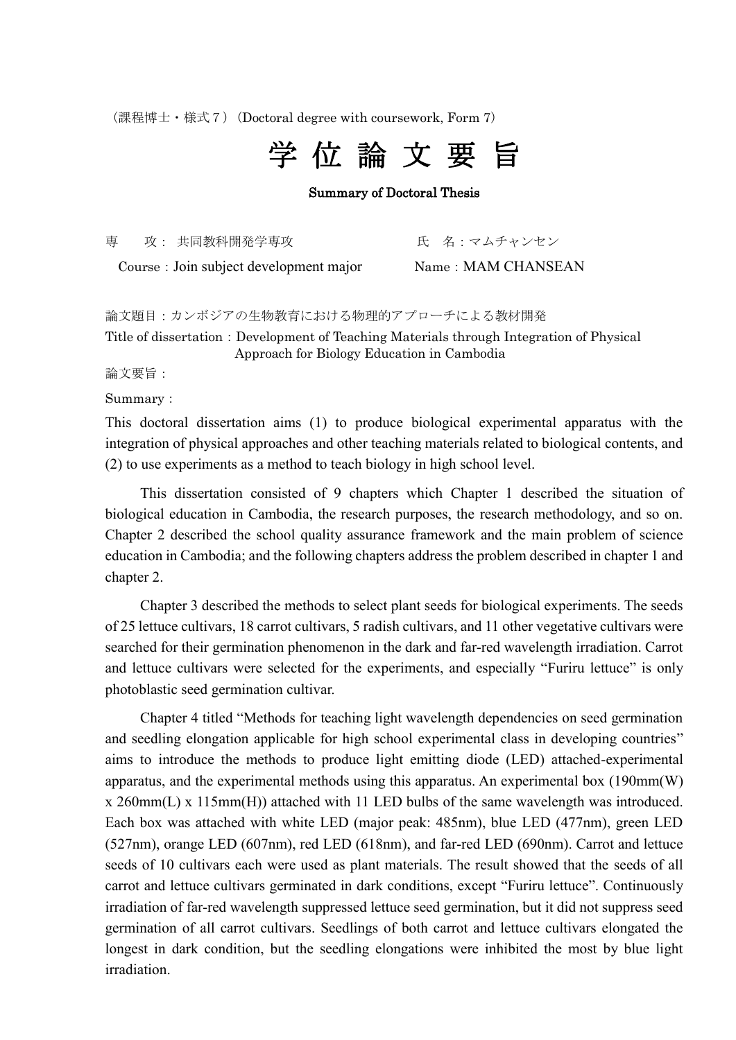（課程博士・様式７）（Doctoral degree with coursework, Form 7）

# 学 位 論 文 要 旨

**Summary of Doctoral Thesis**

専　　攻： 共同教科開発学専攻　　　　　　　　氏　名：マムチャンセン

Course：Join subject development major　　　Name：MAM CHANSEAN

論文題目：カンボジアの生物教育における物理的アプローチによる教材開発

Title of dissertation：Development of Teaching Materials through Integration of Physical Approach for Biology Education in Cambodia

論文要旨：

Summary：

This doctoral dissertation aims (1) to produce biological experimental apparatus with the integration of physical approaches and other teaching materials related to biological contents, and (2) to use experiments as a method to teach biology in high school level.

This dissertation consisted of 9 chapters which Chapter 1 described the situation of biological education in Cambodia, the research purposes, the research methodology, and so on. Chapter 2 described the school quality assurance framework and the main problem of science education in Cambodia; and the following chapters address the problem described in chapter 1 and chapter 2.

Chapter 3 described the methods to select plant seeds for biological experiments. The seeds of 25 lettuce cultivars, 18 carrot cultivars, 5 radish cultivars, and 11 other vegetative cultivars were searched for their germination phenomenon in the dark and far-red wavelength irradiation. Carrot and lettuce cultivars were selected for the experiments, and especially "Furiru lettuce" is only photoblastic seed germination cultivar.

Chapter 4 titled "Methods for teaching light wavelength dependencies on seed germination and seedling elongation applicable for high school experimental class in developing countries" aims to introduce the methods to produce light emitting diode (LED) attached-experimental apparatus, and the experimental methods using this apparatus. An experimental box (190mm(W) x 260mm(L) x 115mm(H)) attached with 11 LED bulbs of the same wavelength was introduced. Each box was attached with white LED (major peak: 485nm), blue LED (477nm), green LED (527nm), orange LED (607nm), red LED (618nm), and far-red LED (690nm). Carrot and lettuce seeds of 10 cultivars each were used as plant materials. The result showed that the seeds of all carrot and lettuce cultivars germinated in dark conditions, except "Furiru lettuce". Continuously irradiation of far-red wavelength suppressed lettuce seed germination, but it did not suppress seed germination of all carrot cultivars. Seedlings of both carrot and lettuce cultivars elongated the longest in dark condition, but the seedling elongations were inhibited the most by blue light irradiation.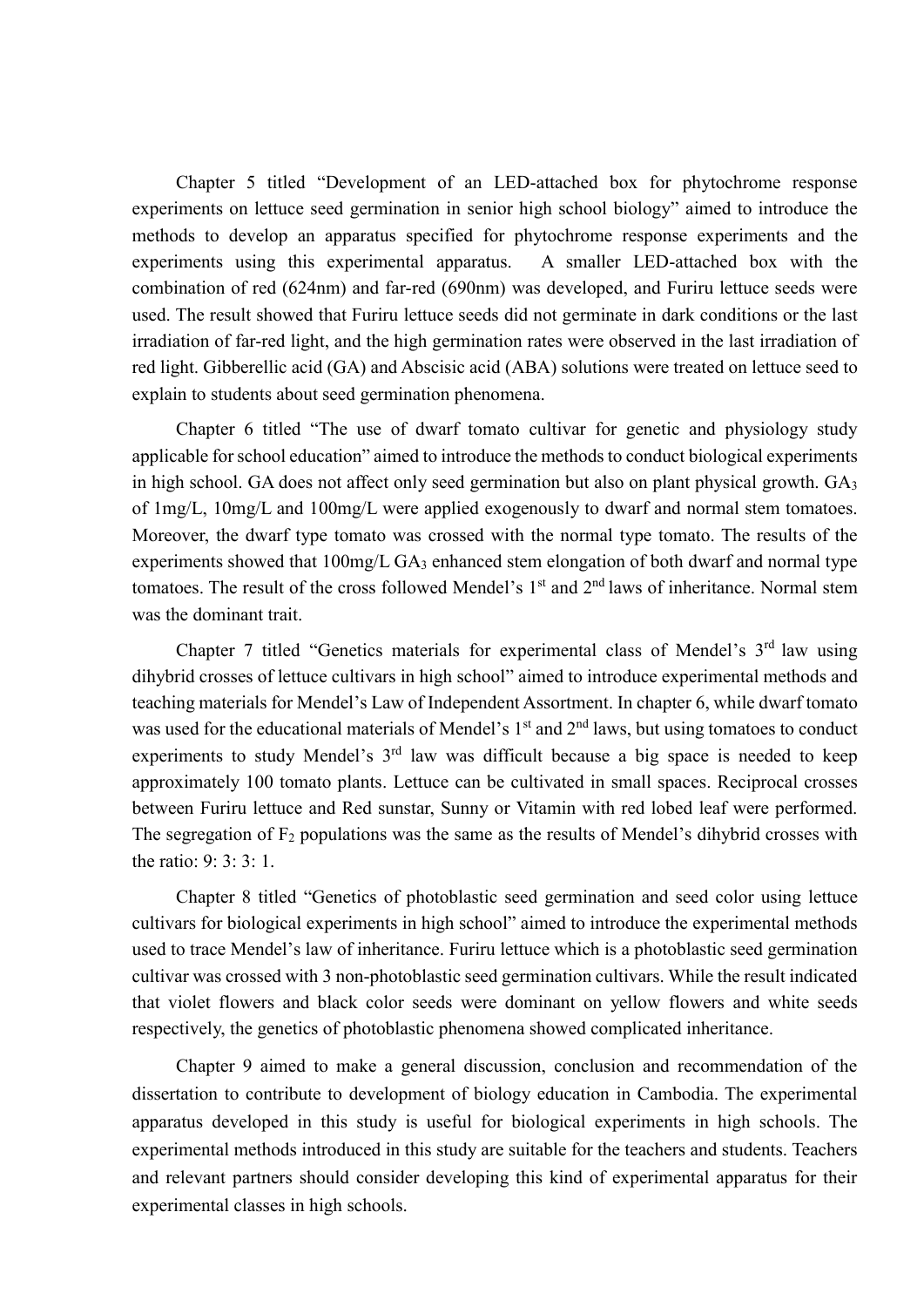Chapter 5 titled "Development of an LED-attached box for phytochrome response experiments on lettuce seed germination in senior high school biology" aimed to introduce the methods to develop an apparatus specified for phytochrome response experiments and the experiments using this experimental apparatus. A smaller LED-attached box with the combination of red (624nm) and far-red (690nm) was developed, and Furiru lettuce seeds were used. The result showed that Furiru lettuce seeds did not germinate in dark conditions or the last irradiation of far-red light, and the high germination rates were observed in the last irradiation of red light. Gibberellic acid (GA) and Abscisic acid (ABA) solutions were treated on lettuce seed to explain to students about seed germination phenomena.

Chapter 6 titled "The use of dwarf tomato cultivar for genetic and physiology study applicable for school education" aimed to introduce the methods to conduct biological experiments in high school. GA does not affect only seed germination but also on plant physical growth. $GA_3$ of 1mg/L, 10mg/L and 100mg/L were applied exogenously to dwarf and normal stem tomatoes. Moreover, the dwarf type tomato was crossed with the normal type tomato. The results of the experiments showed that 100mg/L $GA_3$ enhanced stem elongation of both dwarf and normal type tomatoes. The result of the cross followed Mendel's 1st and 2nd laws of inheritance. Normal stem was the dominant trait.

Chapter 7 titled "Genetics materials for experimental class of Mendel's 3rd law using dihybrid crosses of lettuce cultivars in high school" aimed to introduce experimental methods and teaching materials for Mendel's Law of Independent Assortment. In chapter 6, while dwarf tomato was used for the educational materials of Mendel's 1st and 2nd laws, but using tomatoes to conduct experiments to study Mendel's 3rd law was difficult because a big space is needed to keep approximately 100 tomato plants. Lettuce can be cultivated in small spaces. Reciprocal crosses between Furiru lettuce and Red sunstar, Sunny or Vitamin with red lobed leaf were performed. The segregation of $F_2$ populations was the same as the results of Mendel's dihybrid crosses with the ratio: 9: 3: 3: 1.

Chapter 8 titled "Genetics of photoblastic seed germination and seed color using lettuce cultivars for biological experiments in high school" aimed to introduce the experimental methods used to trace Mendel's law of inheritance. Furiru lettuce which is a photoblastic seed germination cultivar was crossed with 3 non-photoblastic seed germination cultivars. While the result indicated that violet flowers and black color seeds were dominant on yellow flowers and white seeds respectively, the genetics of photoblastic phenomena showed complicated inheritance.

Chapter 9 aimed to make a general discussion, conclusion and recommendation of the dissertation to contribute to development of biology education in Cambodia. The experimental apparatus developed in this study is useful for biological experiments in high schools. The experimental methods introduced in this study are suitable for the teachers and students. Teachers and relevant partners should consider developing this kind of experimental apparatus for their experimental classes in high schools.